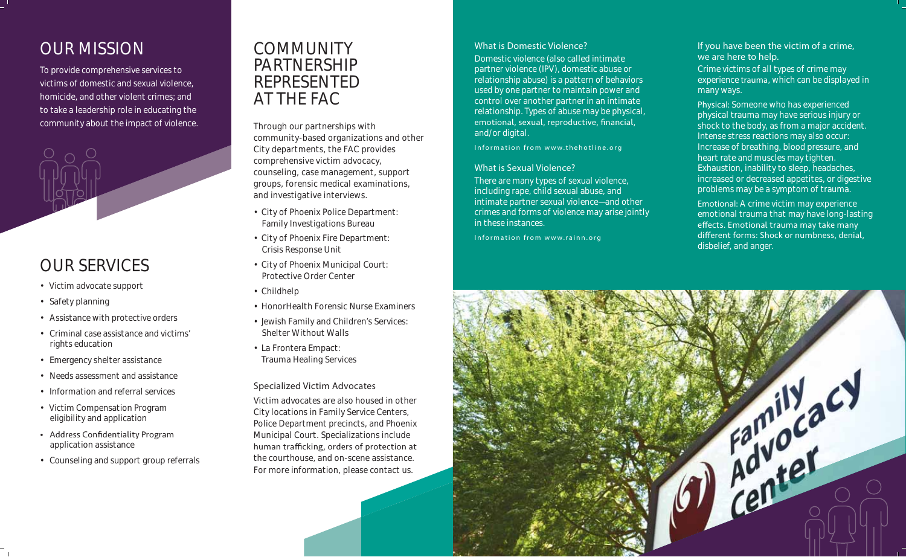# OUR MISSION

To provide comprehensive services to victims of domestic and sexual violence, homicide, and other violent crimes; and to take a leadership role in educating the community about the impact of violence.

# OUR SERVICES

- Victim advocate support
- Safety planning
- Assistance with protective orders
- Criminal case assistance and victims' rights education
- Emergency shelter assistance
- Needs assessment and assistance
- Information and referral services
- Victim Compensation Program eligibility and application
- Address Confidentiality Program application assistance
- Counseling and support group referrals

# COMMUNITY PARTNERSHIP REPRESENTED AT THE FAC

Through our partnerships with community-based organizations and other City departments, the FAC provides comprehensive victim advocacy, counseling, case management, support groups, forensic medical examinations, and investigative interviews.

- City of Phoenix Police Department: Family Investigations Bureau
- City of Phoenix Fire Department: Crisis Response Unit
- City of Phoenix Municipal Court: Protective Order Center
- Childhelp
- HonorHealth Forensic Nurse Examiners
- Jewish Family and Children's Services: Shelter Without Walls
- La Frontera Empact: Trauma Healing Services

## Specialized Victim Advocates

Victim advocates are also housed in other City locations in Family Service Centers, Police Department precincts, and Phoenix Municipal Court. Specializations include human trafficking, orders of protection at the courthouse, and on-scene assistance. For more information, please contact us.

## What is Domestic Violence?

Domestic violence (also called intimate partner violence (IPV), domestic abuse or relationship abuse) is a pattern of behaviors used by one partner to maintain power and control over another partner in an intimate relationship. Types of abuse may be physical, emotional, sexual, reproductive, financial, and/or digital.

Information from www.thehotline.org

## What is Sexual Violence?

There are many types of sexual violence, including rape, child sexual abuse, and intimate partner sexual violence—and other crimes and forms of violence may arise jointly in these instances.

Information from www.rainn.org

## If you have been the victim of a crime, we are here to help.

Crime victims of all types of crime may experience trauma, which can be displayed in many ways.

Physical: Someone who has experienced physical trauma may have serious injury or shock to the body, as from a major accident. Intense stress reactions may also occur: Increase of breathing, blood pressure, and heart rate and muscles may tighten. Exhaustion, inability to sleep, headaches, increased or decreased appetites, or digestive problems may be a symptom of trauma.

Emotional: A crime victim may experience emotional trauma that may have long-lasting effects. Emotional trauma may take many different forms: Shock or numbness, denial, disbelief, and anger.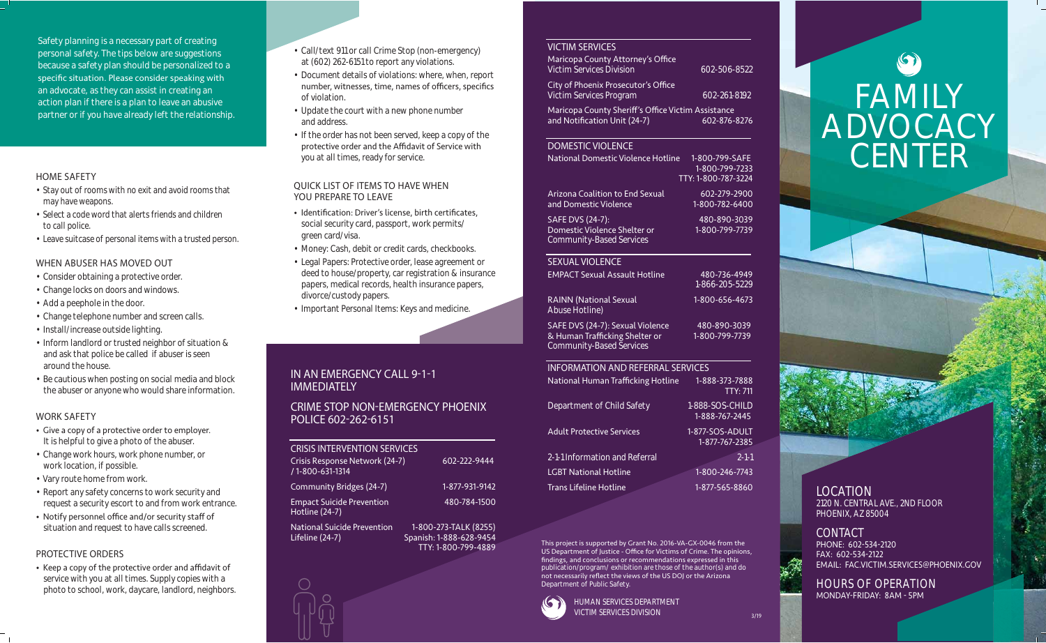Safety planning is a necessary part of creating personal safety. The tips below are suggestions because a safety plan should be personalized to a specific situation. Please consider speaking with an advocate, as they can assist in creating an action plan if there is a plan to leave an abusive partner or if you have already left the relationship.

### HOME SAFETY

- Stay out of rooms with no exit and avoid rooms that may have weapons.
- Select a code word that alerts friends and children to call police.
- Leave suitcase of personal items with a trusted person.

### WHEN ABUSER HAS MOVED OUT

- Consider obtaining a protective order.
- Change locks on doors and windows.
- Add a peephole in the door.
- Change telephone number and screen calls.
- Install/increase outside lighting.
- Inform landlord or trusted neighbor of situation & and ask that police be called if abuser is seen around the house.
- Be cautious when posting on social media and block the abuser or anyone who would share information.

### WORK SAFETY

- Give a copy of a protective order to employer. It is helpful to give a photo of the abuser.
- Change work hours, work phone number, or work location, if possible.
- Vary route home from work.
- Report any safety concerns to work security and request a security escort to and from work entrance.
- Notify personnel office and/or security staff of situation and request to have calls screened.

### PROTECTIVE ORDERS

- Keep a copy of the protective order and affidavit of service with you at all times. Supply copies with a photo to school, work, daycare, landlord, neighbors.
- Call/text 911 or call Crime Stop (non-emergency) at (602) 262-6151 to report any violations.
- Document details of violations: where, when, report number, witnesses, time, names of officers, specifics of violation.
- Update the court with a new phone number and address.
- If the order has not been served, keep a copy of the protective order and the Affidavit of Service with you at all times, ready for service.

### QUICK LIST OF ITEMS TO HAVE WHEN YOU PREPARE TO LEAVE

- Identification: Driver's license, birth certificates, social security card, passport, work permits/ green card/visa.
- Money: Cash, debit or credit cards, checkbooks.
- Legal Papers: Protective order, lease agreement or deed to house/property, car registration & insurance papers, medical records, health insurance papers, divorce/custody papers.
- Important Personal Items: Keys and medicine.

## IN AN EMERGENCY CALL 9-1-1 IMMEDIATELY

## CRIME STOP NON-EMERGENCY PHOENIX POLICE 602-262-6151

### CRISIS INTERVENTION SERVICES

| | |
|---|---|
| Crisis Response Network (24-7) / 1-800-631-1314 | 602-222-9444 |
| Community Bridges (24-7) | 1-877-931-9142 |
| Empact Suicide Prevention Hotline (24-7) | 480-784-1500 |
| National Suicide Prevention Lifeline (24-7) | 1-800-273-TALK (8255) Spanish: 1-888-628-9454 TTY: 1-800-799-4889 |

### VICTIM SERVICES

| | |
|---|---|
| Maricopa County Attorney's Office Victim Services Division | 602-506-8522 |
| City of Phoenix Prosecutor's Office Victim Services Program | 602-261-8192 |
| Maricopa County Sheriff's Office Victim Assistance and Notification Unit (24-7) | 602-876-8276 |

### DOMESTIC VIOLENCE

| | |
|---|---|
| National Domestic Violence Hotline | 1-800-799-SAFE 1-800-799-7233 TTY: 1-800-787-3224 |
| Arizona Coalition to End Sexual and Domestic Violence | 602-279-2900 1-800-782-6400 |
| SAFE DVS (24-7): Domestic Violence Shelter or Community-Based Services | 480-890-3039 1-800-799-7739 |

### SEXUAL VIOLENCE

| | |
|---|---|
| EMPACT Sexual Assault Hotline | 480-736-4949 1-866-205-5229 |
| RAINN (National Sexual Abuse Hotline) | 1-800-656-4673 |
| SAFE DVS (24-7): Sexual Violence & Human Trafficking Shelter or Community-Based Services | 480-890-3039 1-800-799-7739 |

### INFORMATION AND REFERRAL SERVICES

| | |
|---|---|
| National Human Trafficking Hotline | 1-888-373-7888 TTY: 711 |
| Department of Child Safety | 1-888-SOS-CHILD 1-888-767-2445 |
| Adult Protective Services | 1-877-SOS-ADULT 1-877-767-2385 |
| 2-1-1 Information and Referral | 2-1-1 |
| LGBT National Hotline | 1-800-246-7743 |
| Trans Lifeline Hotline | 1-877-565-8860 |

This project is supported by Grant No. 2016-VA-GX-0046 from the US Department of Justice - Office for Victims of Crime. The opinions, findings, and conclusions or recommendations expressed in this publication/program/ exhibition are those of the author(s) and do not necessarily reflect the views of the US DOJ or the Arizona Department of Public Safety.

HUMAN SERVICES DEPARTMENT
VICTIM SERVICES DIVISION

3/19

# FAMILY ADVOCACY CENTER

### LOCATION

2120 N. CENTRAL AVE., 2ND FLOOR
PHOENIX, AZ 85004

### CONTACT

PHONE: 602-534-2120
FAX: 602-534-2122
EMAIL: FAC.VICTIM.SERVICES@PHOENIX.GOV

### HOURS OF OPERATION

MONDAY-FRIDAY: 8AM - 5PM